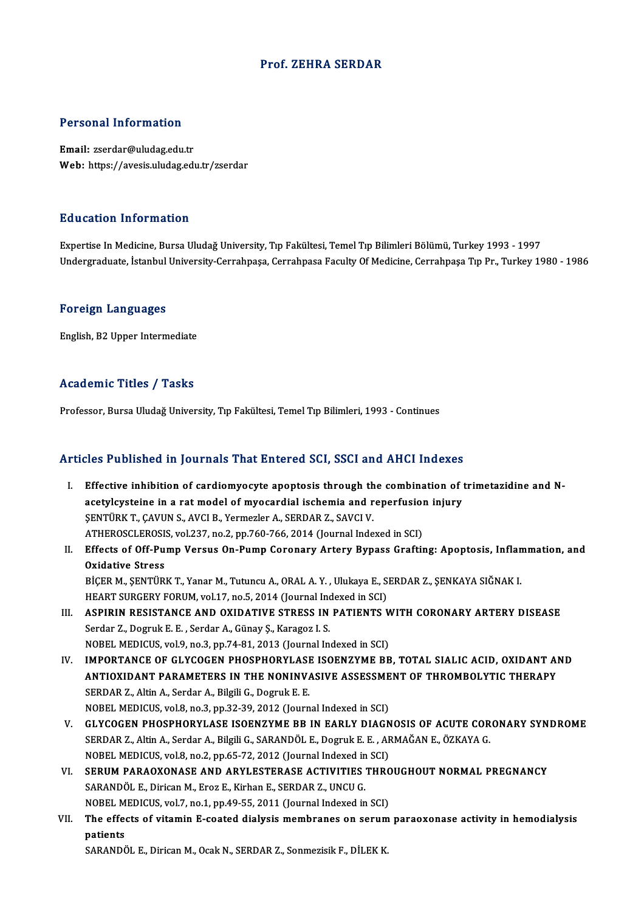# Prof. ZEHRA SERDAR

## Personal Information

**Email:** zserdar@uludag.edu.tr
**Web:** https://avesis.uludag.edu.tr/zserdar

## Education Information

Expertise In Medicine, Bursa Uludağ University, Tıp Fakültesi, Temel Tıp Bilimleri Bölümü, Turkey 1993 - 1997
Undergraduate, İstanbul University-Cerrahpaşa, Cerrahpasa Faculty Of Medicine, Cerrahpaşa Tıp Pr., Turkey 1980 - 1986

## Foreign Languages

English, B2 Upper Intermediate

## Academic Titles / Tasks

Professor, Bursa Uludağ University, Tıp Fakültesi, Temel Tıp Bilimleri, 1993 - Continues

## Articles Published in Journals That Entered SCI, SSCI and AHCI Indexes

I. **Effective inhibition of cardiomyocyte apoptosis through the combination of trimetazidine and N-acetylcysteine in a rat model of myocardial ischemia and reperfusion injury**
ŞENTÜRK T., ÇAVUN S., AVCI B., Yermezler A., SERDAR Z., SAVCI V.
ATHEROSCLEROSIS, vol.237, no.2, pp.760-766, 2014 (Journal Indexed in SCI)

II. **Effects of Off-Pump Versus On-Pump Coronary Artery Bypass Grafting: Apoptosis, Inflammation, and Oxidative Stress**
BİÇER M., ŞENTÜRK T., Yanar M., Tutuncu A., ORAL A. Y. , Ulukaya E., SERDAR Z., ŞENKAYA SIĞNAK I.
HEART SURGERY FORUM, vol.17, no.5, 2014 (Journal Indexed in SCI)

III. **ASPIRIN RESISTANCE AND OXIDATIVE STRESS IN PATIENTS WITH CORONARY ARTERY DISEASE**
Serdar Z., Dogruk E. E. , Serdar A., Günay Ş., Karagoz I. S.
NOBEL MEDICUS, vol.9, no.3, pp.74-81, 2013 (Journal Indexed in SCI)

IV. **IMPORTANCE OF GLYCOGEN PHOSPHORYLASE ISOENZYME BB, TOTAL SIALIC ACID, OXIDANT AND ANTIOXIDANT PARAMETERS IN THE NONINVASIVE ASSESSMENT OF THROMBOLYTIC THERAPY**
SERDAR Z., Altin A., Serdar A., Bilgili G., Dogruk E. E.
NOBEL MEDICUS, vol.8, no.3, pp.32-39, 2012 (Journal Indexed in SCI)

V. **GLYCOGEN PHOSPHORYLASE ISOENZYME BB IN EARLY DIAGNOSIS OF ACUTE CORONARY SYNDROME**
SERDAR Z., Altin A., Serdar A., Bilgili G., SARANDÖL E., Dogruk E. E. , ARMAĞAN E., ÖZKAYA G.
NOBEL MEDICUS, vol.8, no.2, pp.65-72, 2012 (Journal Indexed in SCI)

VI. **SERUM PARAOXONASE AND ARYLESTERASE ACTIVITIES THROUGHOUT NORMAL PREGNANCY**
SARANDÖL E., Dirican M., Eroz E., Kirhan E., SERDAR Z., UNCU G.
NOBEL MEDICUS, vol.7, no.1, pp.49-55, 2011 (Journal Indexed in SCI)

VII. **The effects of vitamin E-coated dialysis membranes on serum paraoxonase activity in hemodialysis patients**
SARANDÖL E., Dirican M., Ocak N., SERDAR Z., Sonmezisik F., DİLEK K.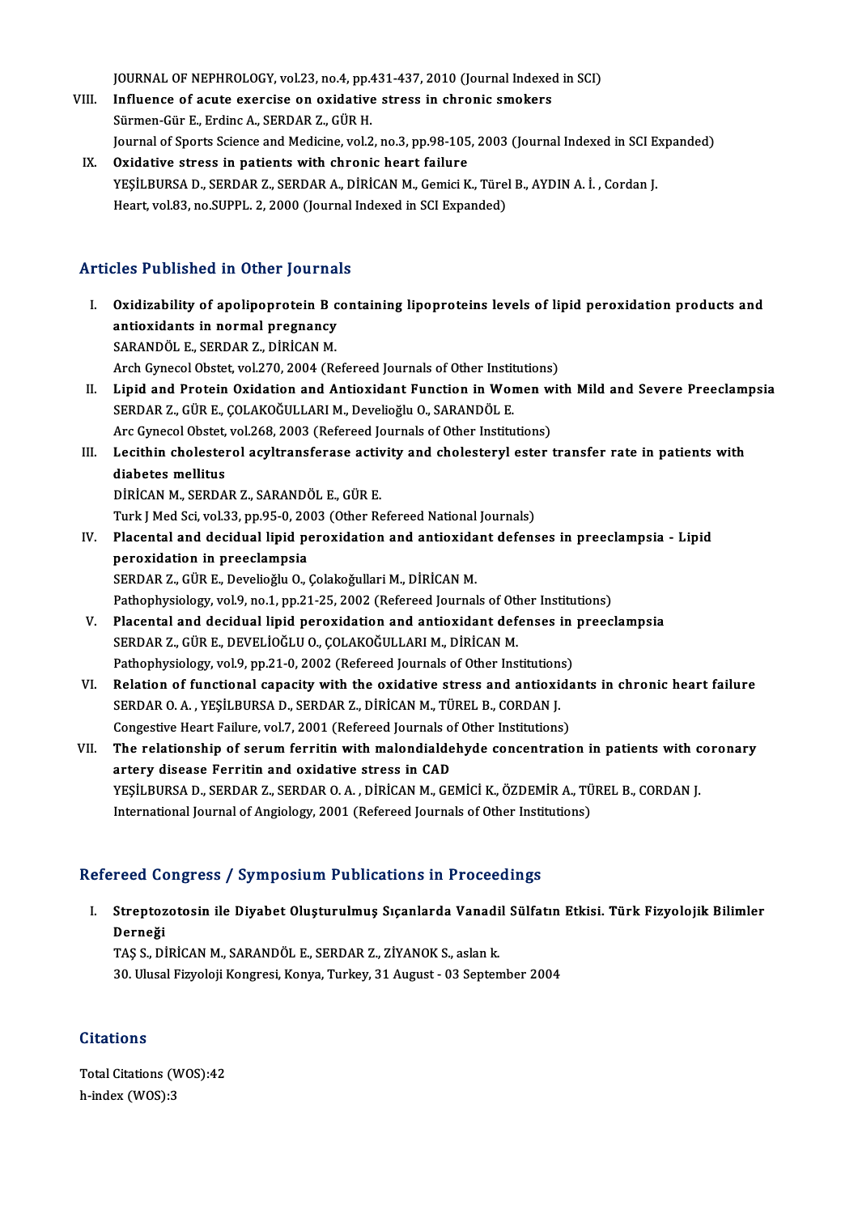JOURNAL OF NEPHROLOGY, vol.23, no.4, pp.431-437, 2010 (Journal Indexed in SCI)

VIII. **Influence of acute exercise on oxidative stress in chronic smokers**
Sürmen-Gür E., Erdinc A., SERDAR Z., GÜR H.
Journal of Sports Science and Medicine, vol.2, no.3, pp.98-105, 2003 (Journal Indexed in SCI Expanded)

IX. **Oxidative stress in patients with chronic heart failure**
YEŞİLBURSA D., SERDAR Z., SERDAR A., DİRİCAN M., Gemici K., Türel B., AYDIN A. İ. , Cordan J.
Heart, vol.83, no.SUPPL. 2, 2000 (Journal Indexed in SCI Expanded)

## Articles Published in Other Journals

I. **Oxidizability of apolipoprotein B containing lipoproteins levels of lipid peroxidation products and antioxidants in normal pregnancy**
SARANDÖL E., SERDAR Z., DİRİCAN M.
Arch Gynecol Obstet, vol.270, 2004 (Refereed Journals of Other Institutions)

II. **Lipid and Protein Oxidation and Antioxidant Function in Women with Mild and Severe Preeclampsia**
SERDAR Z., GÜR E., ÇOLAKOĞULLARI M., Develioğlu O., SARANDÖL E.
Arc Gynecol Obstet, vol.268, 2003 (Refereed Journals of Other Institutions)

III. **Lecithin cholesterol acyltransferase activity and cholesteryl ester transfer rate in patients with diabetes mellitus**
DİRİCAN M., SERDAR Z., SARANDÖL E., GÜR E.
Turk J Med Sci, vol.33, pp.95-0, 2003 (Other Refereed National Journals)

IV. **Placental and decidual lipid peroxidation and antioxidant defenses in preeclampsia - Lipid peroxidation in preeclampsia**
SERDAR Z., GÜR E., Develioğlu O., Çolakoğullari M., DİRİCAN M.
Pathophysiology, vol.9, no.1, pp.21-25, 2002 (Refereed Journals of Other Institutions)

V. **Placental and decidual lipid peroxidation and antioxidant defenses in preeclampsia**
SERDAR Z., GÜR E., DEVELİOĞLU O., ÇOLAKOĞULLARI M., DİRİCAN M.
Pathophysiology, vol.9, pp.21-0, 2002 (Refereed Journals of Other Institutions)

VI. **Relation of functional capacity with the oxidative stress and antioxidants in chronic heart failure**
SERDAR O. A. , YEŞİLBURSA D., SERDAR Z., DİRİCAN M., TÜREL B., CORDAN J.
Congestive Heart Failure, vol.7, 2001 (Refereed Journals of Other Institutions)

VII. **The relationship of serum ferritin with malondialdehyde concentration in patients with coronary artery disease Ferritin and oxidative stress in CAD**
YEŞİLBURSA D., SERDAR Z., SERDAR O. A. , DİRİCAN M., GEMİCİ K., ÖZDEMİR A., TÜREL B., CORDAN J.
International Journal of Angiology, 2001 (Refereed Journals of Other Institutions)

## Refereed Congress / Symposium Publications in Proceedings

I. **Streptozotosin ile Diyabet Oluşturulmuş Sıçanlarda Vanadil Sülfatın Etkisi. Türk Fizyolojik Bilimler Derneği**
TAŞ S., DİRİCAN M., SARANDÖL E., SERDAR Z., ZİYANOK S., aslan k.
30. Ulusal Fizyoloji Kongresi, Konya, Turkey, 31 August - 03 September 2004

## Citations

Total Citations (WOS):42
h-index (WOS):3